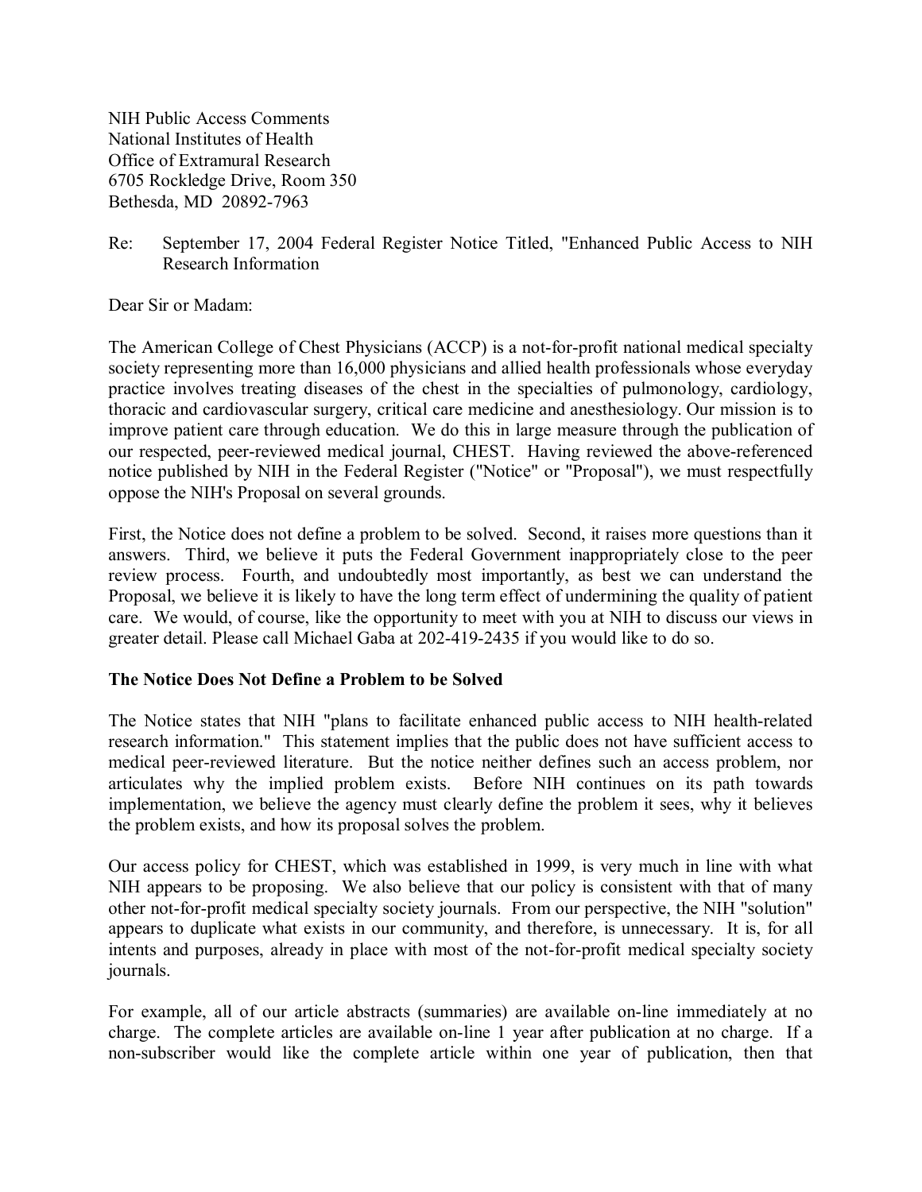NIH Public Access Comments
National Institutes of Health
Office of Extramural Research
6705 Rockledge Drive, Room 350
Bethesda, MD 20892-7963

Re: September 17, 2004 Federal Register Notice Titled, "Enhanced Public Access to NIH Research Information

Dear Sir or Madam:

The American College of Chest Physicians (ACCP) is a not-for-profit national medical specialty society representing more than 16,000 physicians and allied health professionals whose everyday practice involves treating diseases of the chest in the specialties of pulmonology, cardiology, thoracic and cardiovascular surgery, critical care medicine and anesthesiology. Our mission is to improve patient care through education. We do this in large measure through the publication of our respected, peer-reviewed medical journal, CHEST. Having reviewed the above-referenced notice published by NIH in the Federal Register ("Notice" or "Proposal"), we must respectfully oppose the NIH's Proposal on several grounds.

First, the Notice does not define a problem to be solved. Second, it raises more questions than it answers. Third, we believe it puts the Federal Government inappropriately close to the peer review process. Fourth, and undoubtedly most importantly, as best we can understand the Proposal, we believe it is likely to have the long term effect of undermining the quality of patient care. We would, of course, like the opportunity to meet with you at NIH to discuss our views in greater detail. Please call Michael Gaba at 202-419-2435 if you would like to do so.

**The Notice Does Not Define a Problem to be Solved**

The Notice states that NIH "plans to facilitate enhanced public access to NIH health-related research information." This statement implies that the public does not have sufficient access to medical peer-reviewed literature. But the notice neither defines such an access problem, nor articulates why the implied problem exists. Before NIH continues on its path towards implementation, we believe the agency must clearly define the problem it sees, why it believes the problem exists, and how its proposal solves the problem.

Our access policy for CHEST, which was established in 1999, is very much in line with what NIH appears to be proposing. We also believe that our policy is consistent with that of many other not-for-profit medical specialty society journals. From our perspective, the NIH "solution" appears to duplicate what exists in our community, and therefore, is unnecessary. It is, for all intents and purposes, already in place with most of the not-for-profit medical specialty society journals.

For example, all of our article abstracts (summaries) are available on-line immediately at no charge. The complete articles are available on-line 1 year after publication at no charge. If a non-subscriber would like the complete article within one year of publication, then that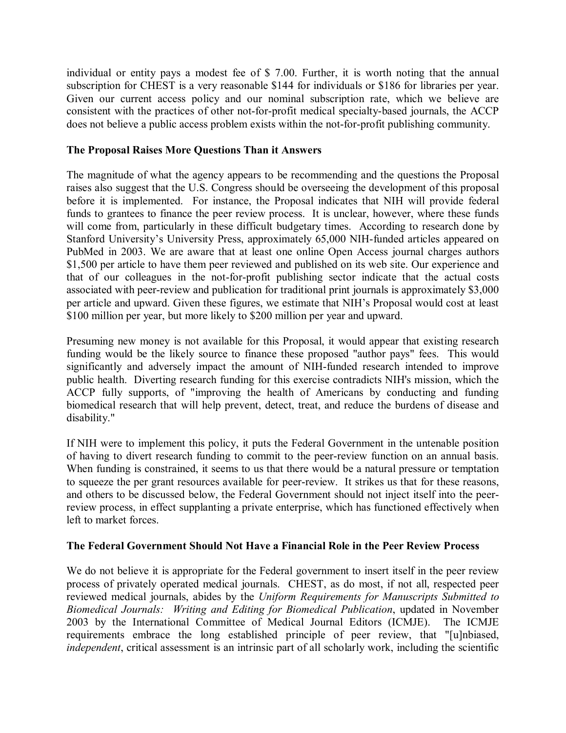individual or entity pays a modest fee of $ 7.00. Further, it is worth noting that the annual subscription for CHEST is a very reasonable $144 for individuals or $186 for libraries per year. Given our current access policy and our nominal subscription rate, which we believe are consistent with the practices of other not-for-profit medical specialty-based journals, the ACCP does not believe a public access problem exists within the not-for-profit publishing community.

**The Proposal Raises More Questions Than it Answers**

The magnitude of what the agency appears to be recommending and the questions the Proposal raises also suggest that the U.S. Congress should be overseeing the development of this proposal before it is implemented. For instance, the Proposal indicates that NIH will provide federal funds to grantees to finance the peer review process. It is unclear, however, where these funds will come from, particularly in these difficult budgetary times. According to research done by Stanford University's University Press, approximately 65,000 NIH-funded articles appeared on PubMed in 2003. We are aware that at least one online Open Access journal charges authors $1,500 per article to have them peer reviewed and published on its web site. Our experience and that of our colleagues in the not-for-profit publishing sector indicate that the actual costs associated with peer-review and publication for traditional print journals is approximately $3,000 per article and upward. Given these figures, we estimate that NIH's Proposal would cost at least $100 million per year, but more likely to $200 million per year and upward.

Presuming new money is not available for this Proposal, it would appear that existing research funding would be the likely source to finance these proposed "author pays" fees. This would significantly and adversely impact the amount of NIH-funded research intended to improve public health. Diverting research funding for this exercise contradicts NIH's mission, which the ACCP fully supports, of "improving the health of Americans by conducting and funding biomedical research that will help prevent, detect, treat, and reduce the burdens of disease and disability."

If NIH were to implement this policy, it puts the Federal Government in the untenable position of having to divert research funding to commit to the peer-review function on an annual basis. When funding is constrained, it seems to us that there would be a natural pressure or temptation to squeeze the per grant resources available for peer-review. It strikes us that for these reasons, and others to be discussed below, the Federal Government should not inject itself into the peer-review process, in effect supplanting a private enterprise, which has functioned effectively when left to market forces.

**The Federal Government Should Not Have a Financial Role in the Peer Review Process**

We do not believe it is appropriate for the Federal government to insert itself in the peer review process of privately operated medical journals. CHEST, as do most, if not all, respected peer reviewed medical journals, abides by the *Uniform Requirements for Manuscripts Submitted to Biomedical Journals: Writing and Editing for Biomedical Publication*, updated in November 2003 by the International Committee of Medical Journal Editors (ICMJE). The ICMJE requirements embrace the long established principle of peer review, that "[u]nbiased, *independent*, critical assessment is an intrinsic part of all scholarly work, including the scientific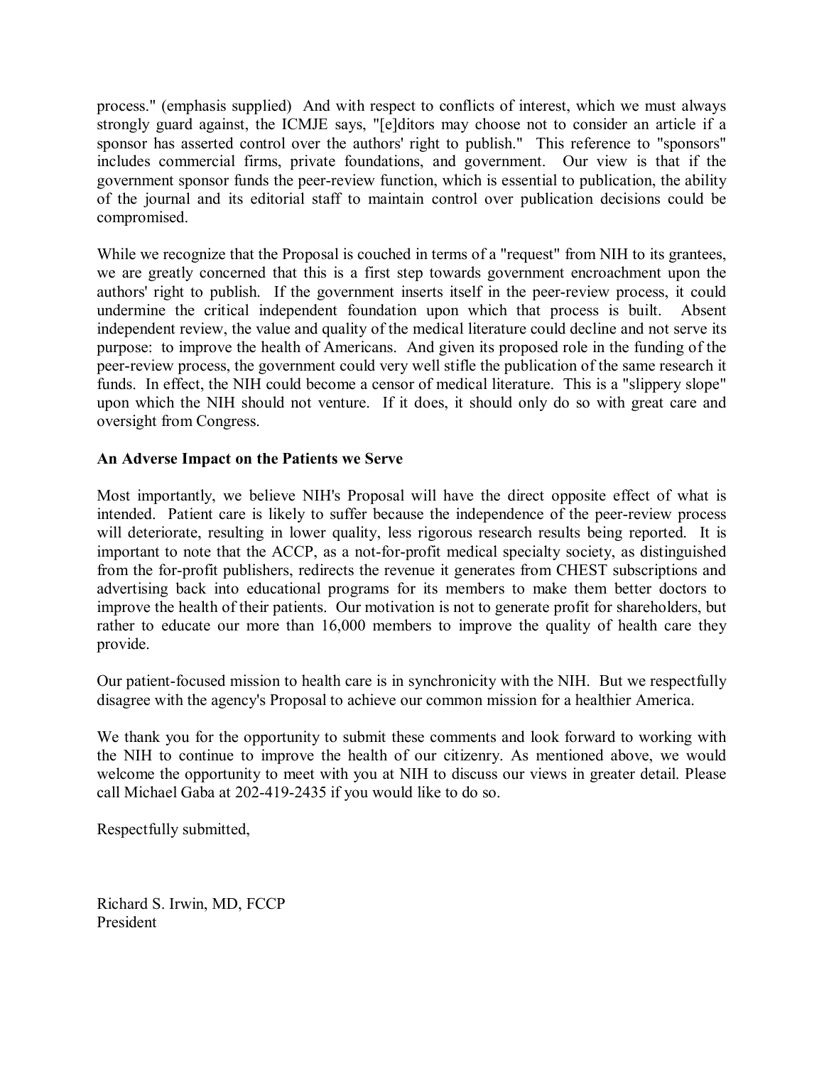process." (emphasis supplied) And with respect to conflicts of interest, which we must always strongly guard against, the ICMJE says, "[e]ditors may choose not to consider an article if a sponsor has asserted control over the authors' right to publish." This reference to "sponsors" includes commercial firms, private foundations, and government. Our view is that if the government sponsor funds the peer-review function, which is essential to publication, the ability of the journal and its editorial staff to maintain control over publication decisions could be compromised.

While we recognize that the Proposal is couched in terms of a "request" from NIH to its grantees, we are greatly concerned that this is a first step towards government encroachment upon the authors' right to publish. If the government inserts itself in the peer-review process, it could undermine the critical independent foundation upon which that process is built. Absent independent review, the value and quality of the medical literature could decline and not serve its purpose: to improve the health of Americans. And given its proposed role in the funding of the peer-review process, the government could very well stifle the publication of the same research it funds. In effect, the NIH could become a censor of medical literature. This is a "slippery slope" upon which the NIH should not venture. If it does, it should only do so with great care and oversight from Congress.

**An Adverse Impact on the Patients we Serve**

Most importantly, we believe NIH's Proposal will have the direct opposite effect of what is intended. Patient care is likely to suffer because the independence of the peer-review process will deteriorate, resulting in lower quality, less rigorous research results being reported. It is important to note that the ACCP, as a not-for-profit medical specialty society, as distinguished from the for-profit publishers, redirects the revenue it generates from CHEST subscriptions and advertising back into educational programs for its members to make them better doctors to improve the health of their patients. Our motivation is not to generate profit for shareholders, but rather to educate our more than 16,000 members to improve the quality of health care they provide.

Our patient-focused mission to health care is in synchronicity with the NIH. But we respectfully disagree with the agency's Proposal to achieve our common mission for a healthier America.

We thank you for the opportunity to submit these comments and look forward to working with the NIH to continue to improve the health of our citizenry. As mentioned above, we would welcome the opportunity to meet with you at NIH to discuss our views in greater detail. Please call Michael Gaba at 202-419-2435 if you would like to do so.

Respectfully submitted,

Richard S. Irwin, MD, FCCP
President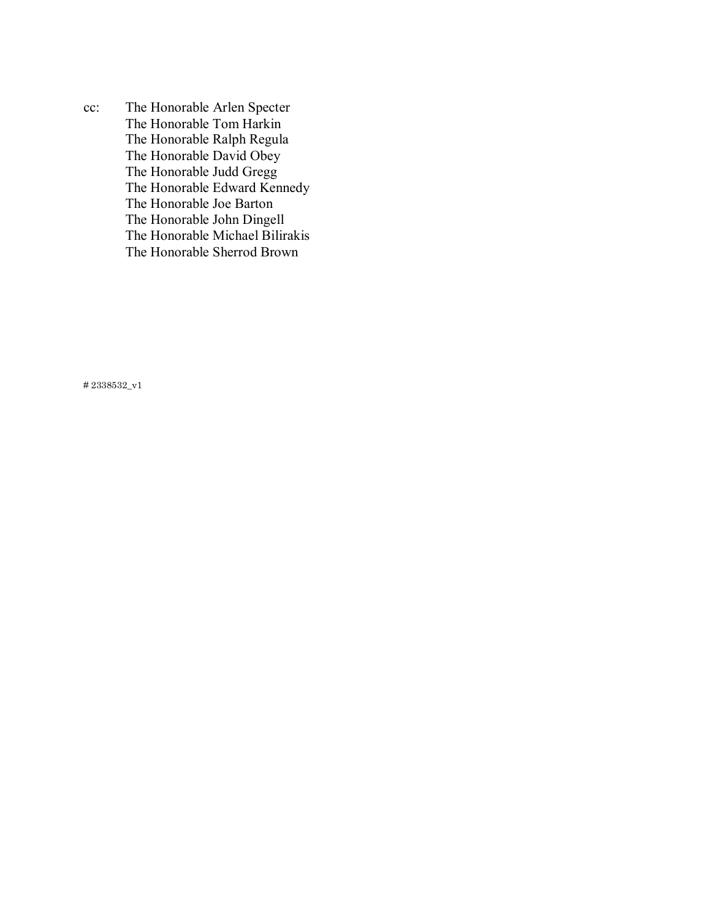cc: The Honorable Arlen Specter
The Honorable Tom Harkin
The Honorable Ralph Regula
The Honorable David Obey
The Honorable Judd Gregg
The Honorable Edward Kennedy
The Honorable Joe Barton
The Honorable John Dingell
The Honorable Michael Bilirakis
The Honorable Sherrod Brown

# 2338532_v1